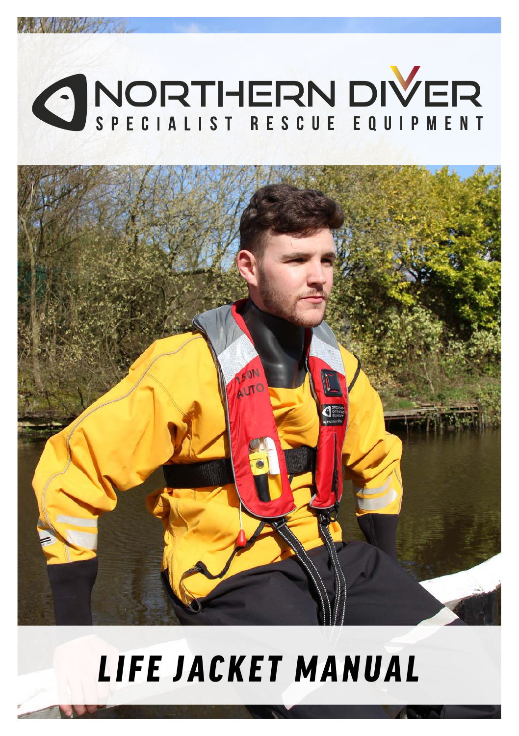# NORTHERN DIVER

SPECIALIST RESCUE EQUIPMENT

# *LIFE JACKET MANUAL*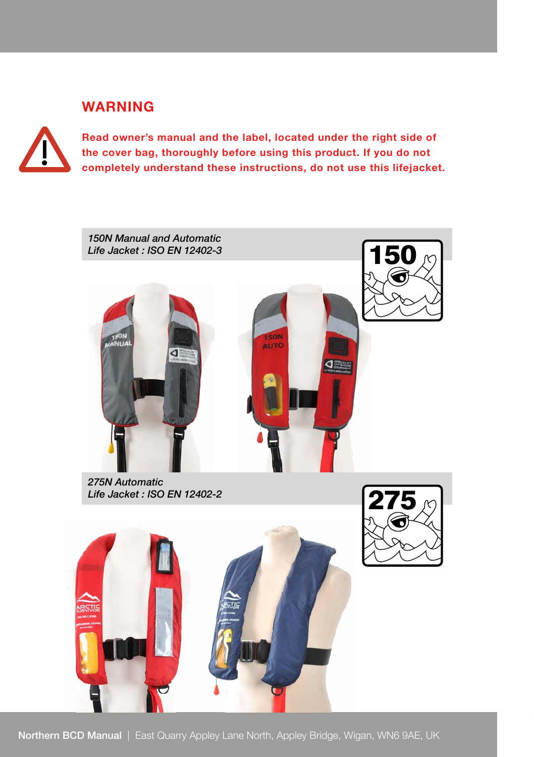## WARNING

**Read owner's manual and the label, located under the right side of the cover bag, thoroughly before using this product. If you do not completely understand these instructions, do not use this lifejacket.**

*150N Manual and Automatic*
*Life Jacket : ISO EN 12402-3*

*275N Automatic*
*Life Jacket : ISO EN 12402-2*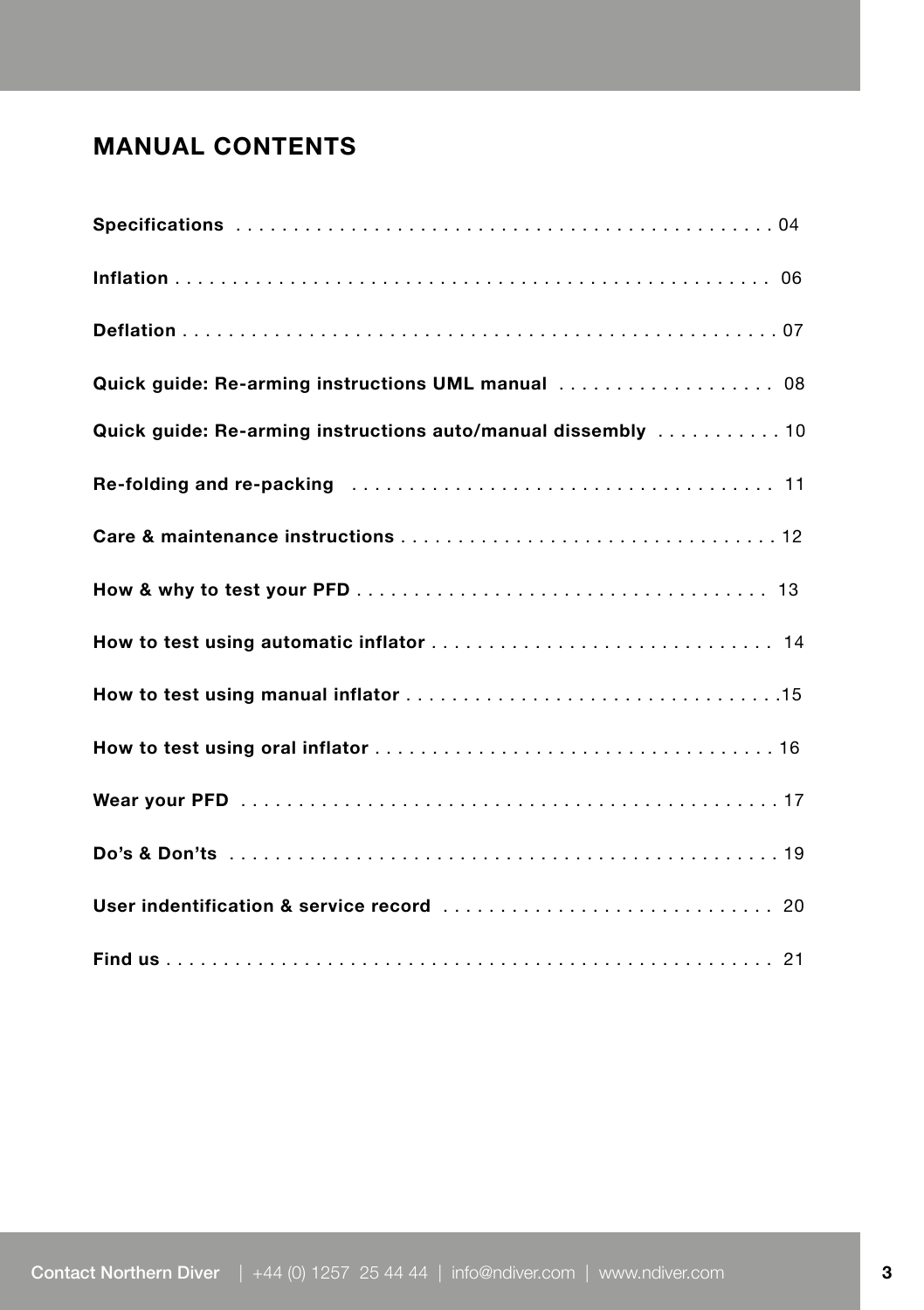## MANUAL CONTENTS

**Specifications** . . . . . . . . . . . . . . . . . . . . . . . . . . . . . . . . . . . . . . . . . . . . . . 04

**Inflation** . . . . . . . . . . . . . . . . . . . . . . . . . . . . . . . . . . . . . . . . . . . . . . . . . . . 06

**Deflation** . . . . . . . . . . . . . . . . . . . . . . . . . . . . . . . . . . . . . . . . . . . . . . . . . . . 07

**Quick guide: Re-arming instructions UML manual** . . . . . . . . . . . . . . . . . . . 08

**Quick guide: Re-arming instructions auto/manual dissembly** . . . . . . . . . . . 10

**Re-folding and re-packing** . . . . . . . . . . . . . . . . . . . . . . . . . . . . . . . . . . . . 11

**Care & maintenance instructions** . . . . . . . . . . . . . . . . . . . . . . . . . . . . . . . . . 12

**How & why to test your PFD** . . . . . . . . . . . . . . . . . . . . . . . . . . . . . . . . . . . 13

**How to test using automatic inflator** . . . . . . . . . . . . . . . . . . . . . . . . . . . . . 14

**How to test using manual inflator** . . . . . . . . . . . . . . . . . . . . . . . . . . . . . . . .15

**How to test using oral inflator** . . . . . . . . . . . . . . . . . . . . . . . . . . . . . . . . . . 16

**Wear your PFD** . . . . . . . . . . . . . . . . . . . . . . . . . . . . . . . . . . . . . . . . . . . . . . 17

**Do's & Don'ts** . . . . . . . . . . . . . . . . . . . . . . . . . . . . . . . . . . . . . . . . . . . . . . . 19

**User indentification & service record** . . . . . . . . . . . . . . . . . . . . . . . . . . . . 20

**Find us** . . . . . . . . . . . . . . . . . . . . . . . . . . . . . . . . . . . . . . . . . . . . . . . . . . . . 21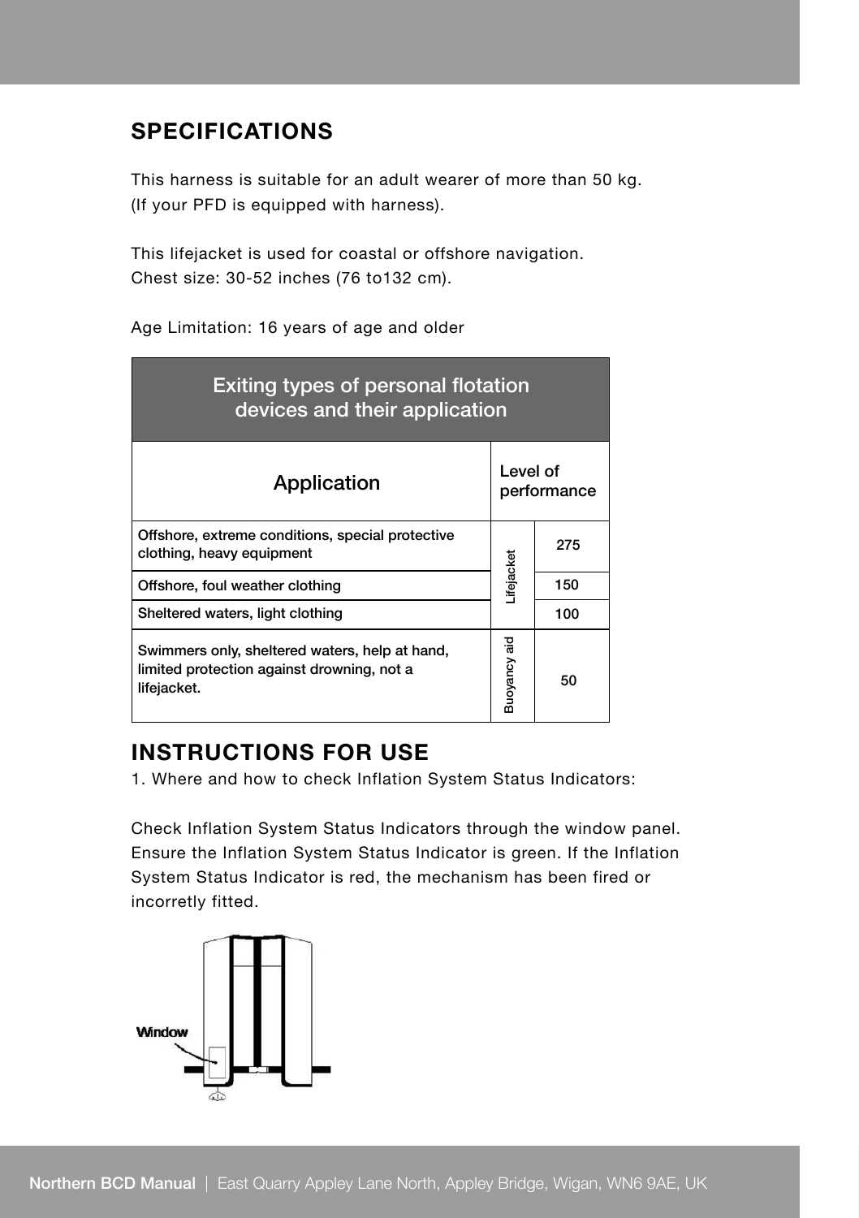## SPECIFICATIONS

This harness is suitable for an adult wearer of more than 50 kg.
(If your PFD is equipped with harness).

This lifejacket is used for coastal or offshore navigation.
Chest size: 30-52 inches (76 to132 cm).

Age Limitation: 16 years of age and older

| Exiting types of personal flotation devices and their application | | |
|---|---|---|
| Application | Level of performance | |
| Offshore, extreme conditions, special protective clothing, heavy equipment | Lifejacket | 275 |
| Offshore, foul weather clothing | | 150 |
| Sheltered waters, light clothing | | 100 |
| Swimmers only, sheltered waters, help at hand, limited protection against drowning, not a lifejacket. | Buoyancy aid | 50 |

## INSTRUCTIONS FOR USE

1. Where and how to check Inflation System Status Indicators:

Check Inflation System Status Indicators through the window panel. Ensure the Inflation System Status Indicator is green. If the Inflation System Status Indicator is red, the mechanism has been fired or incorretly fitted.

Window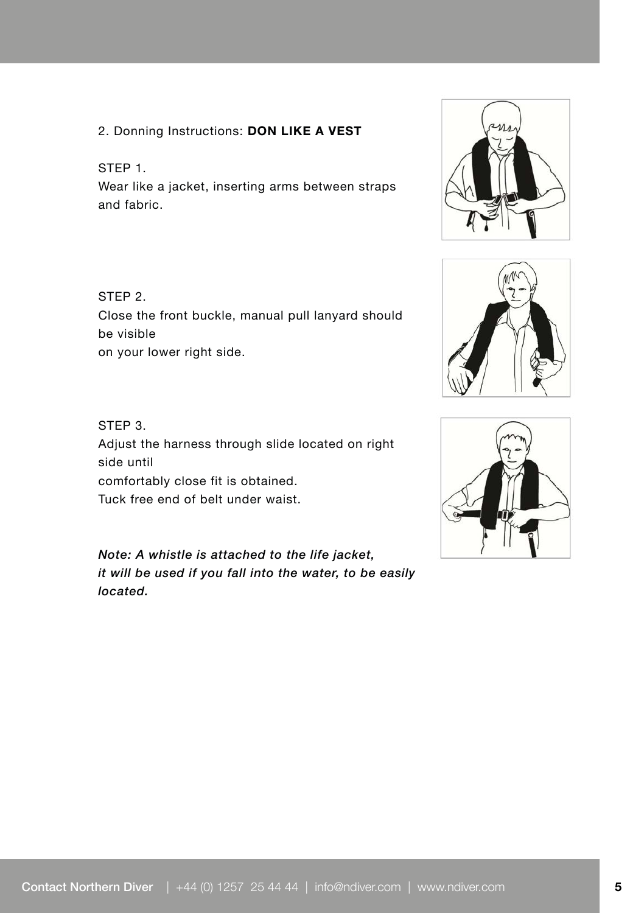2. Donning Instructions: **DON LIKE A VEST**

STEP 1.
Wear like a jacket, inserting arms between straps and fabric.

STEP 2.
Close the front buckle, manual pull lanyard should be visible
on your lower right side.

STEP 3.
Adjust the harness through slide located on right side until
comfortably close fit is obtained.
Tuck free end of belt under waist.

***Note: A whistle is attached to the life jacket, it will be used if you fall into the water, to be easily located.***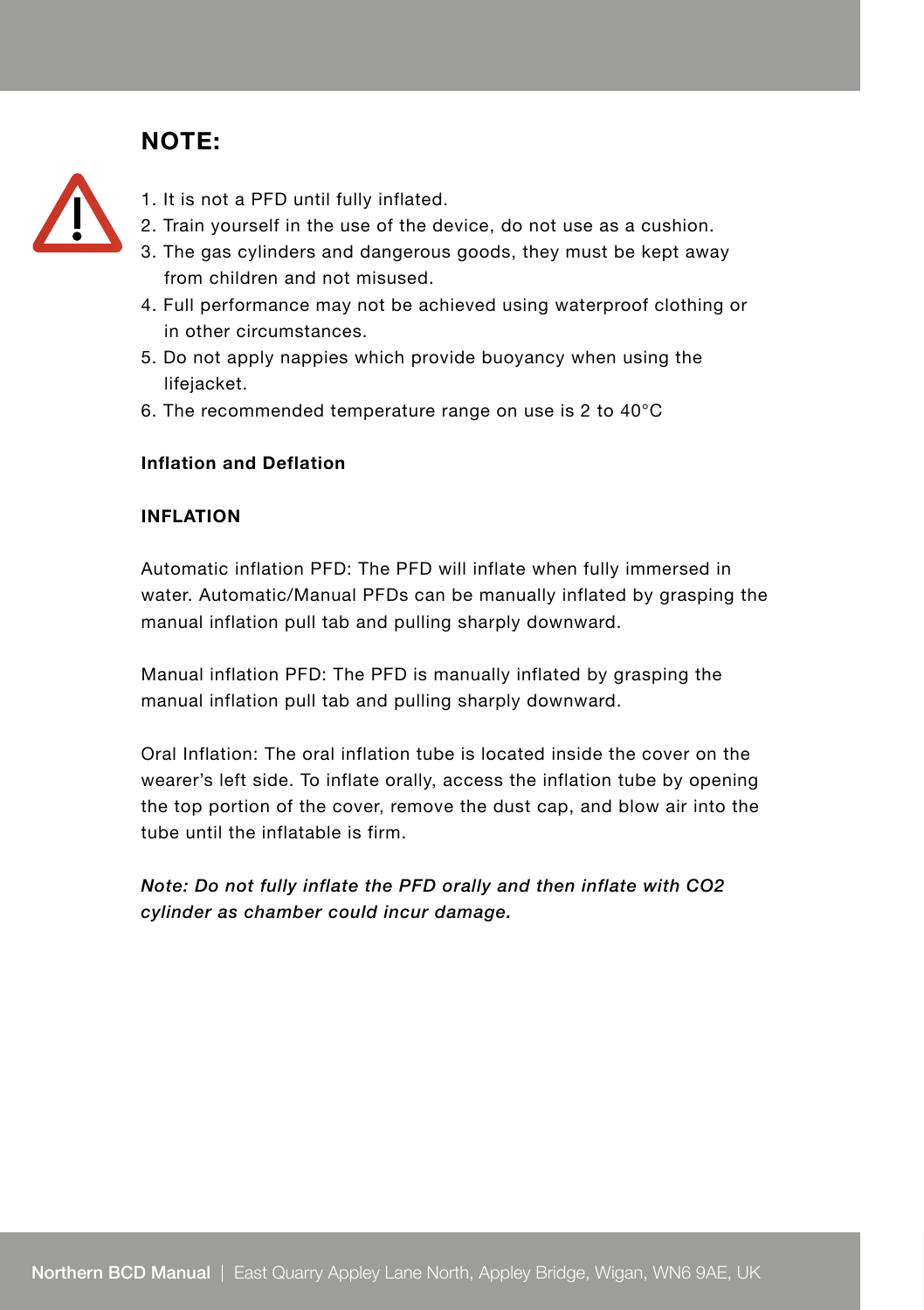## NOTE:

1. It is not a PFD until fully inflated.
2. Train yourself in the use of the device, do not use as a cushion.
3. The gas cylinders and dangerous goods, they must be kept away from children and not misused.
4. Full performance may not be achieved using waterproof clothing or in other circumstances.
5. Do not apply nappies which provide buoyancy when using the lifejacket.
6. The recommended temperature range on use is 2 to 40°C

**Inflation and Deflation**

**INFLATION**

Automatic inflation PFD: The PFD will inflate when fully immersed in water. Automatic/Manual PFDs can be manually inflated by grasping the manual inflation pull tab and pulling sharply downward.

Manual inflation PFD: The PFD is manually inflated by grasping the manual inflation pull tab and pulling sharply downward.

Oral Inflation: The oral inflation tube is located inside the cover on the wearer's left side. To inflate orally, access the inflation tube by opening the top portion of the cover, remove the dust cap, and blow air into the tube until the inflatable is firm.

***Note: Do not fully inflate the PFD orally and then inflate with CO2 cylinder as chamber could incur damage.***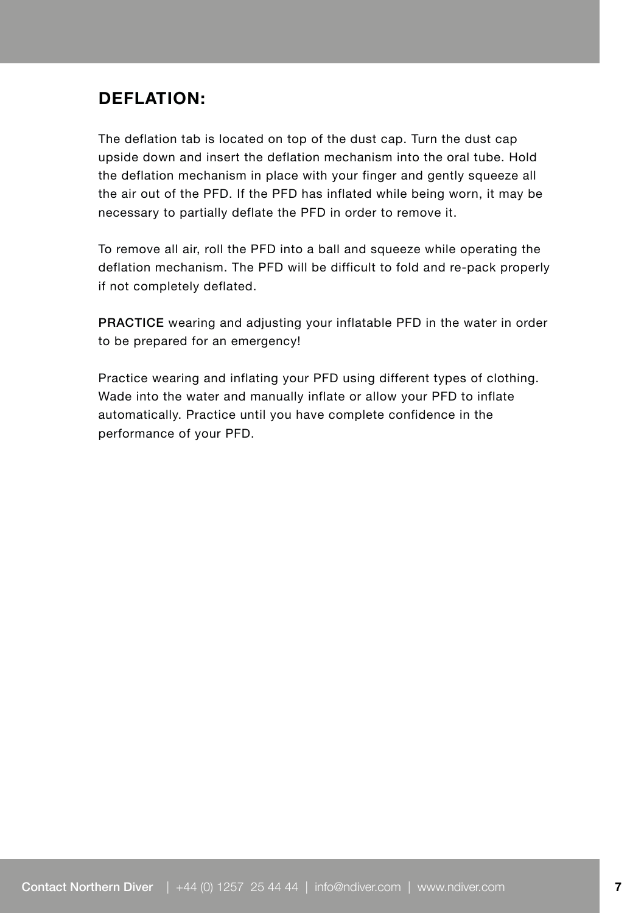## DEFLATION:

The deflation tab is located on top of the dust cap. Turn the dust cap upside down and insert the deflation mechanism into the oral tube. Hold the deflation mechanism in place with your finger and gently squeeze all the air out of the PFD. If the PFD has inflated while being worn, it may be necessary to partially deflate the PFD in order to remove it.

To remove all air, roll the PFD into a ball and squeeze while operating the deflation mechanism. The PFD will be difficult to fold and re-pack properly if not completely deflated.

PRACTICE wearing and adjusting your inflatable PFD in the water in order to be prepared for an emergency!

Practice wearing and inflating your PFD using different types of clothing. Wade into the water and manually inflate or allow your PFD to inflate automatically. Practice until you have complete confidence in the performance of your PFD.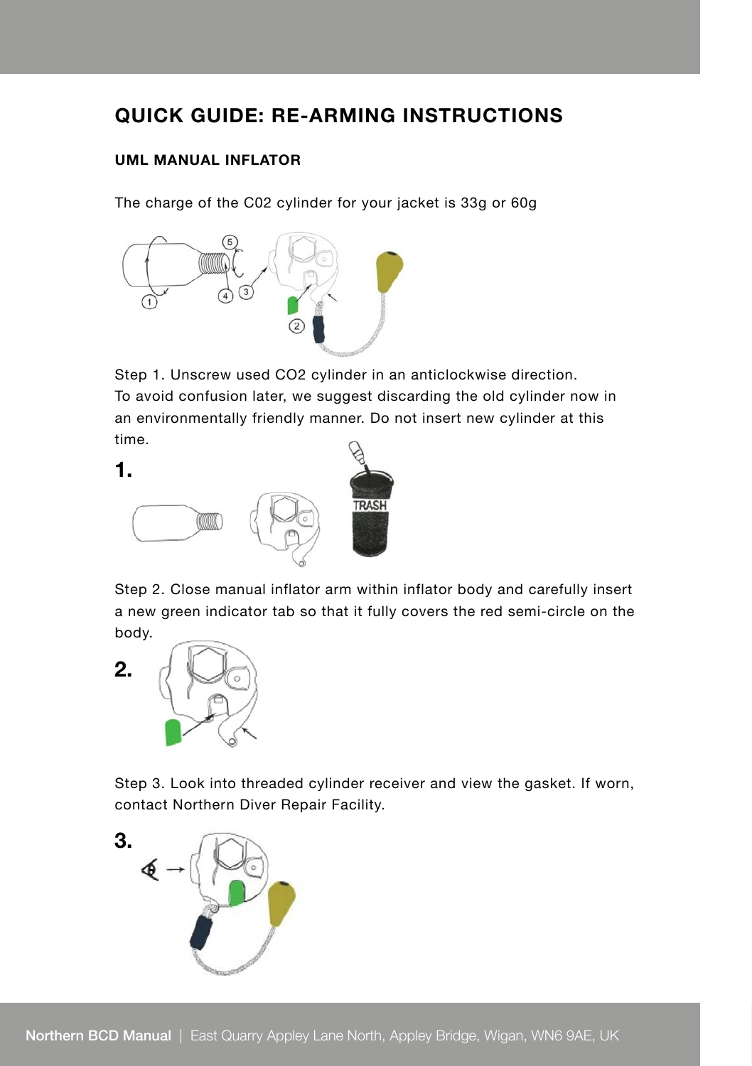## QUICK GUIDE: RE-ARMING INSTRUCTIONS

### UML MANUAL INFLATOR

The charge of the C02 cylinder for your jacket is 33g or 60g

Step 1. Unscrew used CO2 cylinder in an anticlockwise direction. To avoid confusion later, we suggest discarding the old cylinder now in an environmentally friendly manner. Do not insert new cylinder at this time.

**1.**

Step 2. Close manual inflator arm within inflator body and carefully insert a new green indicator tab so that it fully covers the red semi-circle on the body.

**2.**

Step 3. Look into threaded cylinder receiver and view the gasket. If worn, contact Northern Diver Repair Facility.

**3.**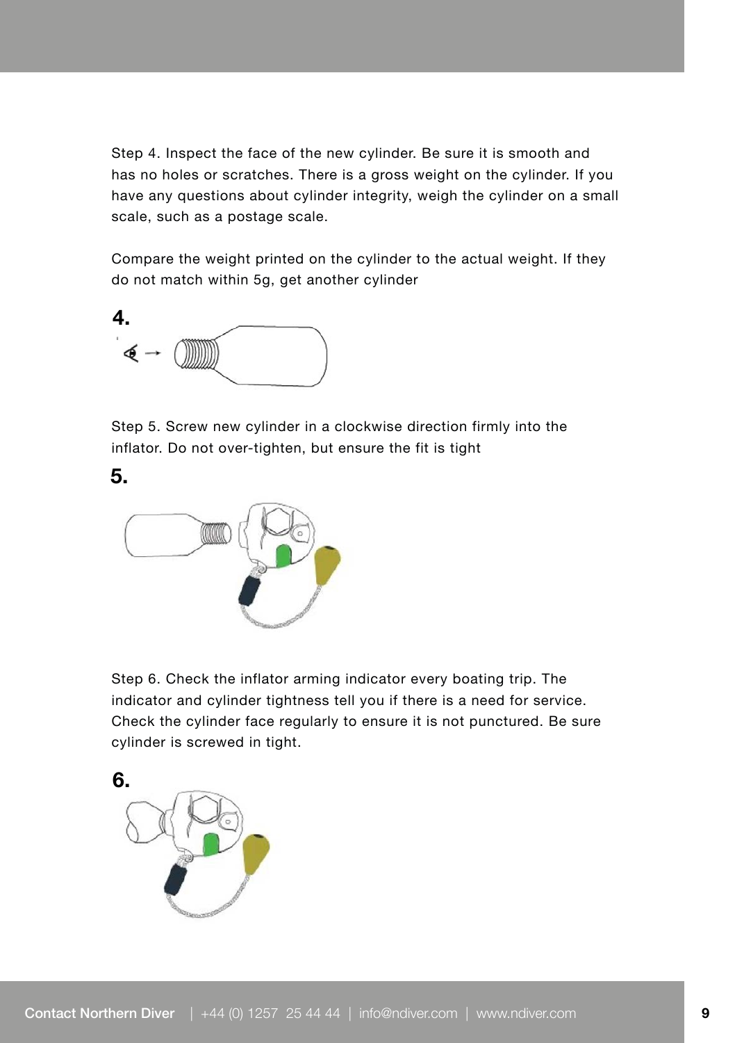Step 4. Inspect the face of the new cylinder. Be sure it is smooth and has no holes or scratches. There is a gross weight on the cylinder. If you have any questions about cylinder integrity, weigh the cylinder on a small scale, such as a postage scale.

Compare the weight printed on the cylinder to the actual weight. If they do not match within 5g, get another cylinder

**4.**

Step 5. Screw new cylinder in a clockwise direction firmly into the inflator. Do not over-tighten, but ensure the fit is tight

**5.**

Step 6. Check the inflator arming indicator every boating trip. The indicator and cylinder tightness tell you if there is a need for service. Check the cylinder face regularly to ensure it is not punctured. Be sure cylinder is screwed in tight.

**6.**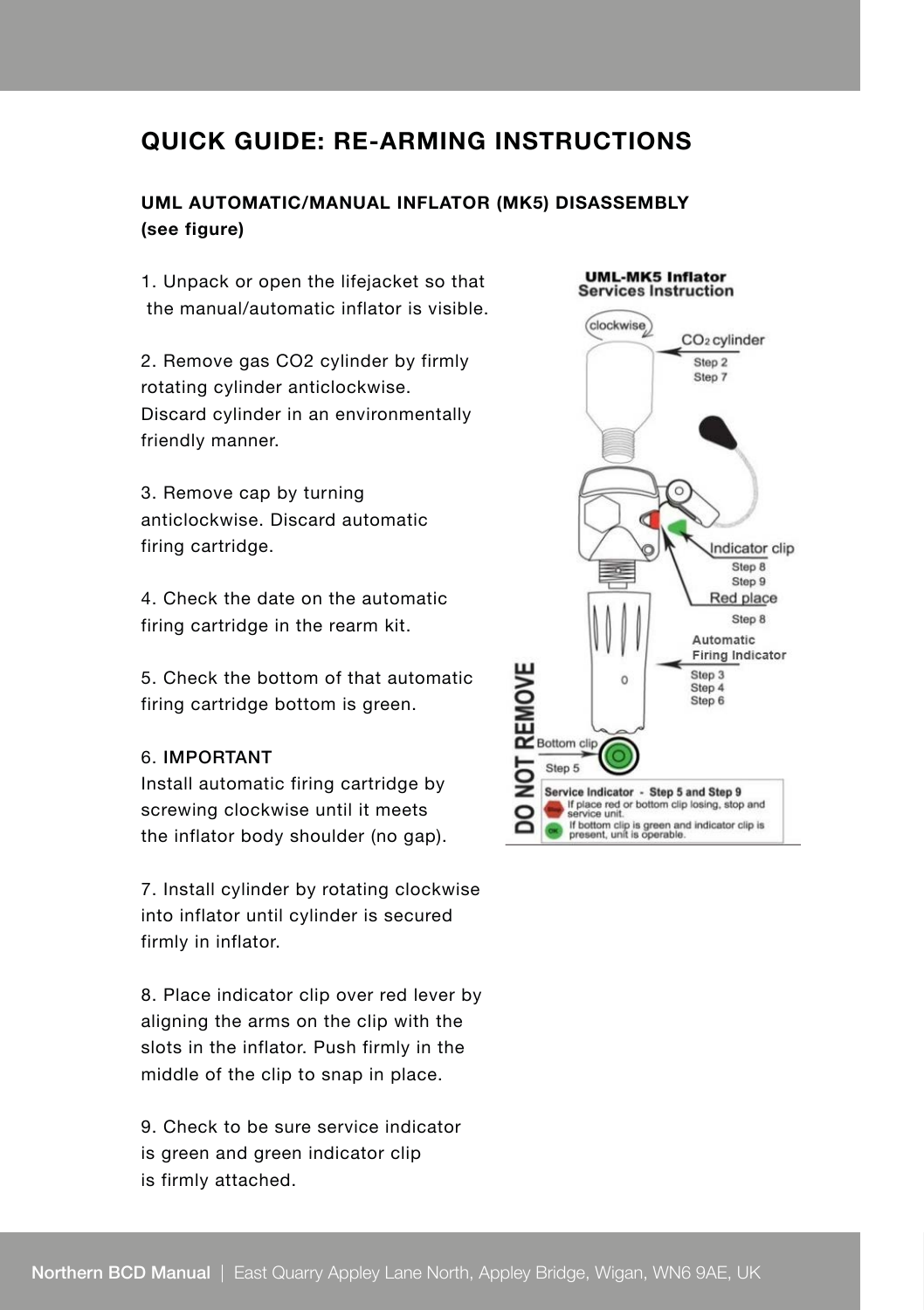## QUICK GUIDE: RE-ARMING INSTRUCTIONS

**UML AUTOMATIC/MANUAL INFLATOR (MK5) DISASSEMBLY (see figure)**

1. Unpack or open the lifejacket so that the manual/automatic inflator is visible.

2. Remove gas CO2 cylinder by firmly rotating cylinder anticlockwise. Discard cylinder in an environmentally friendly manner.

3. Remove cap by turning anticlockwise. Discard automatic firing cartridge.

4. Check the date on the automatic firing cartridge in the rearm kit.

5. Check the bottom of that automatic firing cartridge bottom is green.

6. IMPORTANT
Install automatic firing cartridge by screwing clockwise until it meets the inflator body shoulder (no gap).

7. Install cylinder by rotating clockwise into inflator until cylinder is secured firmly in inflator.

8. Place indicator clip over red lever by aligning the arms on the clip with the slots in the inflator. Push firmly in the middle of the clip to snap in place.

9. Check to be sure service indicator is green and green indicator clip is firmly attached.

**UML-MK5 Inflator Services Instruction**

clockwise

$CO_2$ cylinder — Step 2, Step 7

Indicator clip — Step 8, Step 9

Red place — Step 8

Automatic Firing Indicator — Step 3, Step 4, Step 6

Bottom clip — Step 5

DO NOT REMOVE

**Service Indicator - Step 5 and Step 9**

- Stop: If place red or bottom clip losing, stop and service unit.
- OK: If bottom clip is green and indicator clip is present, unit is operable.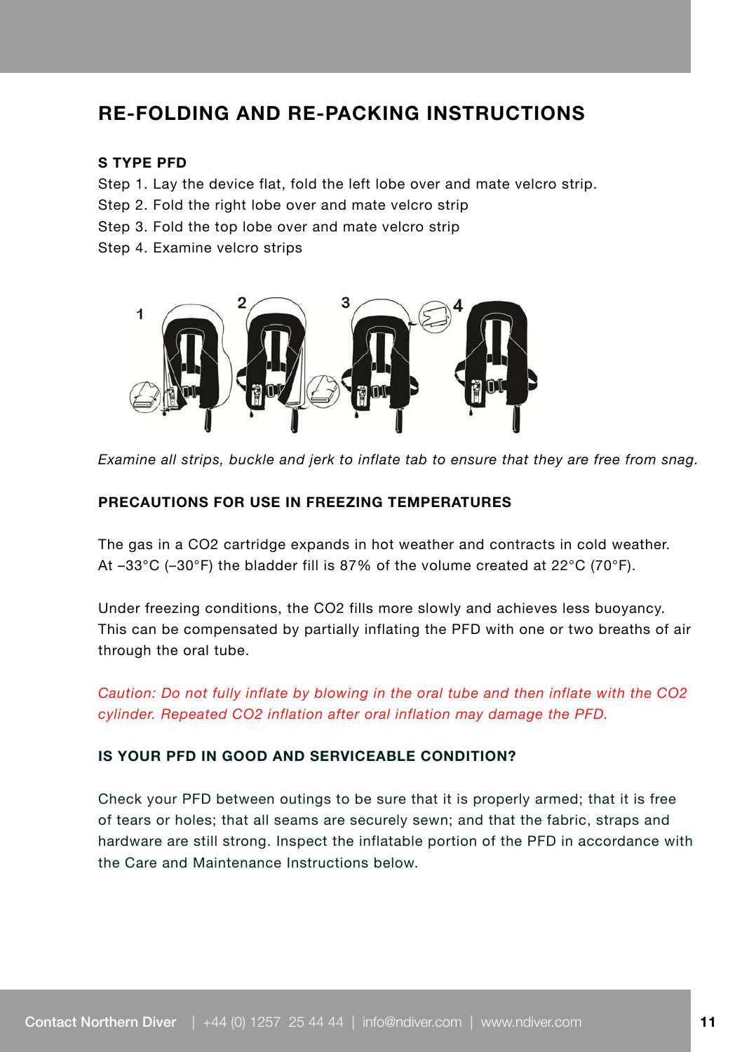# RE-FOLDING AND RE-PACKING INSTRUCTIONS

### S TYPE PFD

Step 1. Lay the device flat, fold the left lobe over and mate velcro strip.
Step 2. Fold the right lobe over and mate velcro strip
Step 3. Fold the top lobe over and mate velcro strip
Step 4. Examine velcro strips

*Examine all strips, buckle and jerk to inflate tab to ensure that they are free from snag.*

### PRECAUTIONS FOR USE IN FREEZING TEMPERATURES

The gas in a $CO_2$ cartridge expands in hot weather and contracts in cold weather. At –33°C (–30°F) the bladder fill is 87% of the volume created at 22°C (70°F).

Under freezing conditions, the $CO_2$ fills more slowly and achieves less buoyancy. This can be compensated by partially inflating the PFD with one or two breaths of air through the oral tube.

*Caution: Do not fully inflate by blowing in the oral tube and then inflate with the $CO_2$ cylinder. Repeated $CO_2$ inflation after oral inflation may damage the PFD.*

### IS YOUR PFD IN GOOD AND SERVICEABLE CONDITION?

Check your PFD between outings to be sure that it is properly armed; that it is free of tears or holes; that all seams are securely sewn; and that the fabric, straps and hardware are still strong. Inspect the inflatable portion of the PFD in accordance with the Care and Maintenance Instructions below.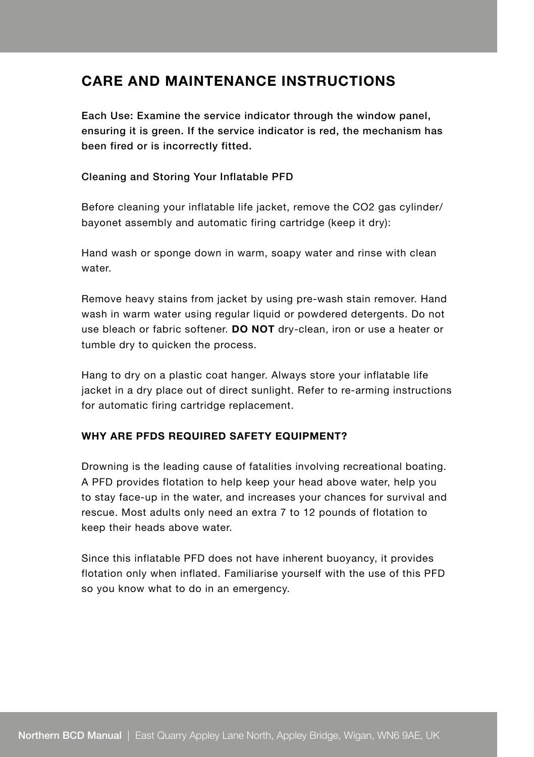## CARE AND MAINTENANCE INSTRUCTIONS

**Each Use: Examine the service indicator through the window panel, ensuring it is green. If the service indicator is red, the mechanism has been fired or is incorrectly fitted.**

Cleaning and Storing Your Inflatable PFD

Before cleaning your inflatable life jacket, remove the CO2 gas cylinder/ bayonet assembly and automatic firing cartridge (keep it dry):

Hand wash or sponge down in warm, soapy water and rinse with clean water.

Remove heavy stains from jacket by using pre-wash stain remover. Hand wash in warm water using regular liquid or powdered detergents. Do not use bleach or fabric softener. **DO NOT** dry-clean, iron or use a heater or tumble dry to quicken the process.

Hang to dry on a plastic coat hanger. Always store your inflatable life jacket in a dry place out of direct sunlight. Refer to re-arming instructions for automatic firing cartridge replacement.

### WHY ARE PFDS REQUIRED SAFETY EQUIPMENT?

Drowning is the leading cause of fatalities involving recreational boating. A PFD provides flotation to help keep your head above water, help you to stay face-up in the water, and increases your chances for survival and rescue. Most adults only need an extra 7 to 12 pounds of flotation to keep their heads above water.

Since this inflatable PFD does not have inherent buoyancy, it provides flotation only when inflated. Familiarise yourself with the use of this PFD so you know what to do in an emergency.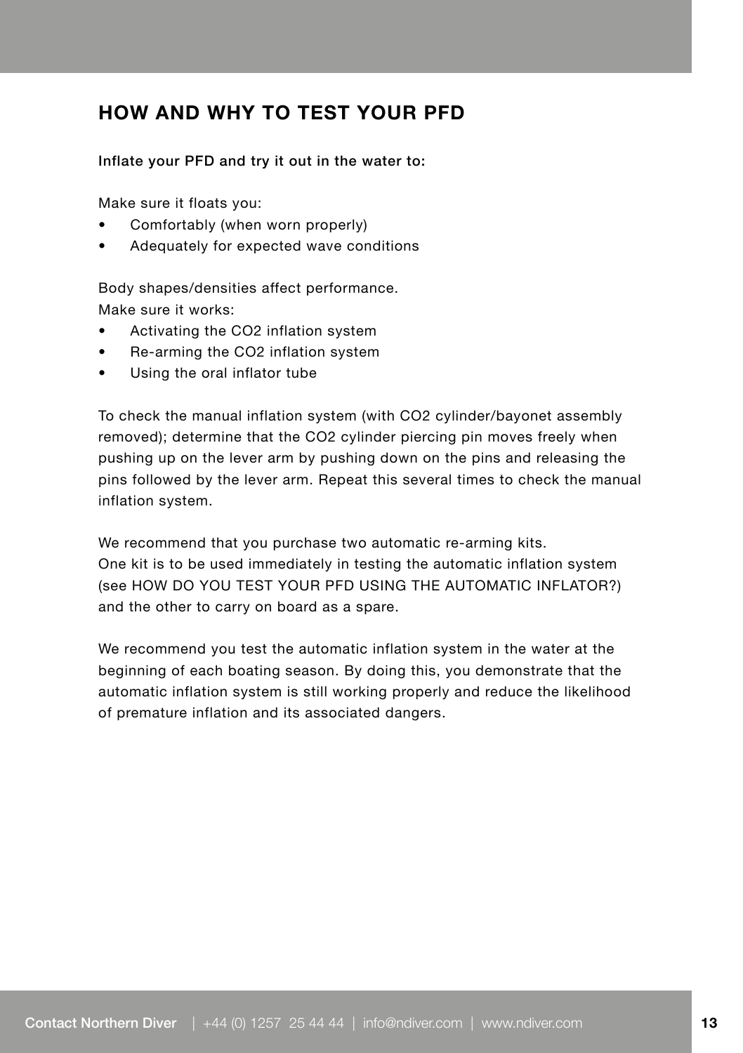## HOW AND WHY TO TEST YOUR PFD

**Inflate your PFD and try it out in the water to:**

Make sure it floats you:

- Comfortably (when worn properly)
- Adequately for expected wave conditions

Body shapes/densities affect performance.
Make sure it works:

- Activating the $CO_2$ inflation system
- Re-arming the $CO_2$ inflation system
- Using the oral inflator tube

To check the manual inflation system (with $CO_2$ cylinder/bayonet assembly removed); determine that the $CO_2$ cylinder piercing pin moves freely when pushing up on the lever arm by pushing down on the pins and releasing the pins followed by the lever arm. Repeat this several times to check the manual inflation system.

We recommend that you purchase two automatic re-arming kits.
One kit is to be used immediately in testing the automatic inflation system (see HOW DO YOU TEST YOUR PFD USING THE AUTOMATIC INFLATOR?) and the other to carry on board as a spare.

We recommend you test the automatic inflation system in the water at the beginning of each boating season. By doing this, you demonstrate that the automatic inflation system is still working properly and reduce the likelihood of premature inflation and its associated dangers.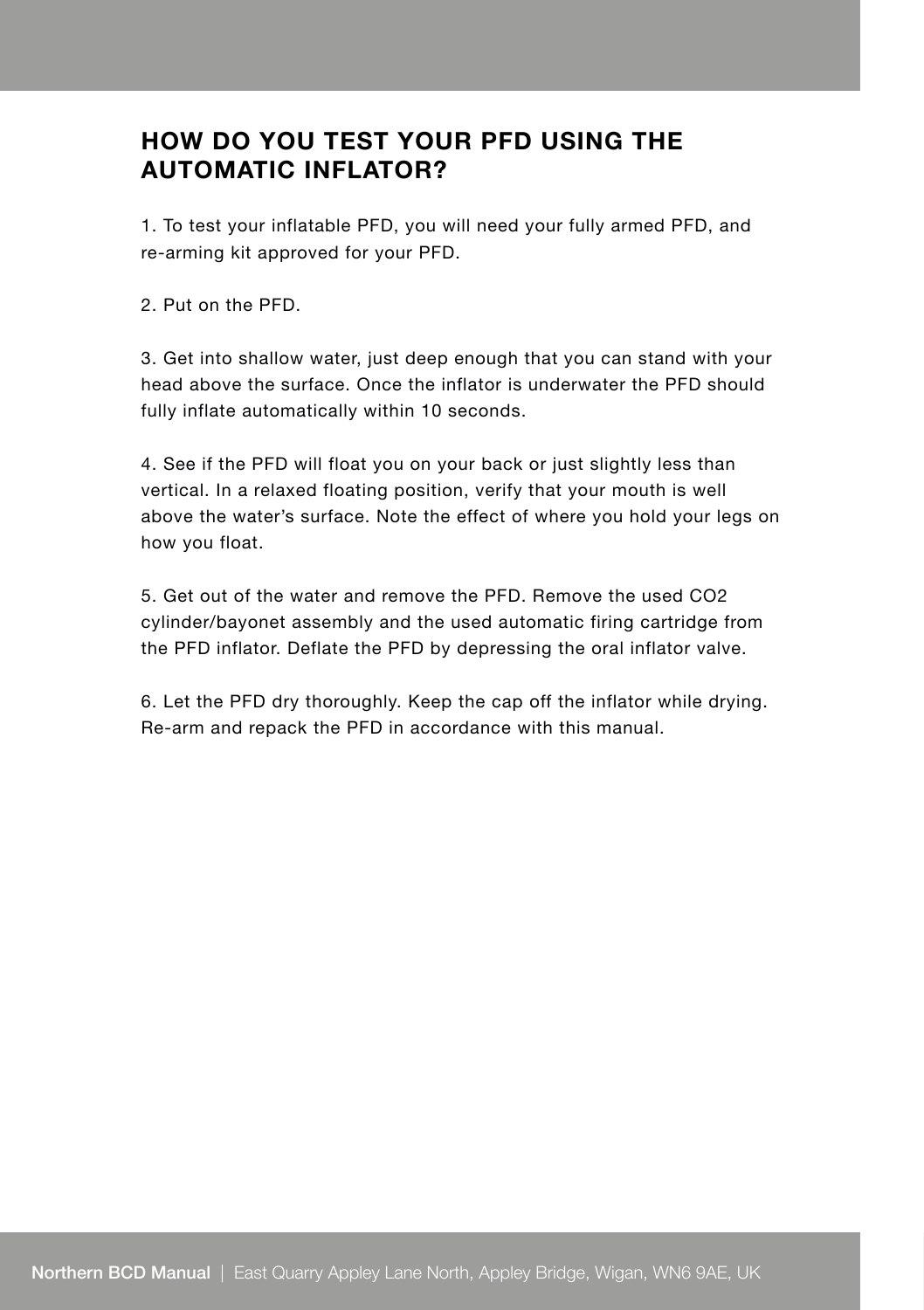## HOW DO YOU TEST YOUR PFD USING THE AUTOMATIC INFLATOR?

1. To test your inflatable PFD, you will need your fully armed PFD, and re-arming kit approved for your PFD.

2. Put on the PFD.

3. Get into shallow water, just deep enough that you can stand with your head above the surface. Once the inflator is underwater the PFD should fully inflate automatically within 10 seconds.

4. See if the PFD will float you on your back or just slightly less than vertical. In a relaxed floating position, verify that your mouth is well above the water's surface. Note the effect of where you hold your legs on how you float.

5. Get out of the water and remove the PFD. Remove the used $CO_2$ cylinder/bayonet assembly and the used automatic firing cartridge from the PFD inflator. Deflate the PFD by depressing the oral inflator valve.

6. Let the PFD dry thoroughly. Keep the cap off the inflator while drying. Re-arm and repack the PFD in accordance with this manual.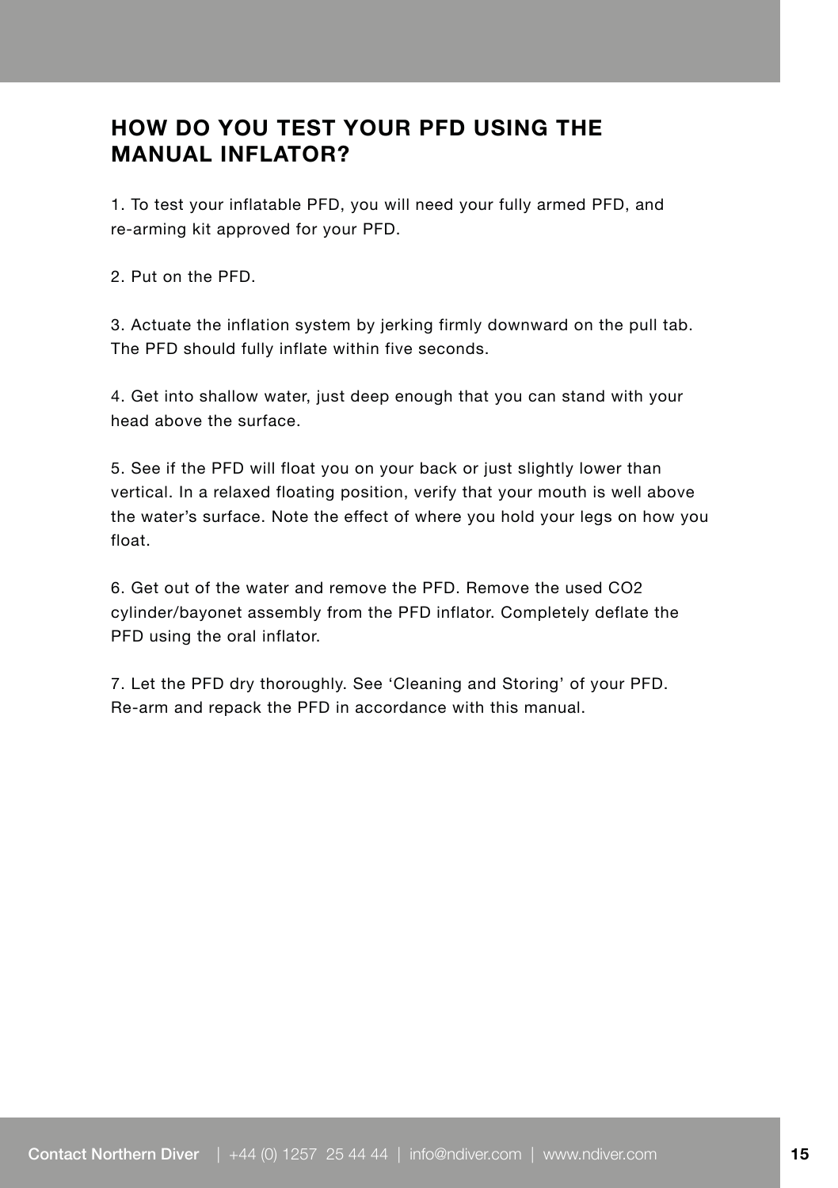## HOW DO YOU TEST YOUR PFD USING THE MANUAL INFLATOR?

1. To test your inflatable PFD, you will need your fully armed PFD, and re-arming kit approved for your PFD.

2. Put on the PFD.

3. Actuate the inflation system by jerking firmly downward on the pull tab. The PFD should fully inflate within five seconds.

4. Get into shallow water, just deep enough that you can stand with your head above the surface.

5. See if the PFD will float you on your back or just slightly lower than vertical. In a relaxed floating position, verify that your mouth is well above the water's surface. Note the effect of where you hold your legs on how you float.

6. Get out of the water and remove the PFD. Remove the used $CO_2$ cylinder/bayonet assembly from the PFD inflator. Completely deflate the PFD using the oral inflator.

7. Let the PFD dry thoroughly. See 'Cleaning and Storing' of your PFD. Re-arm and repack the PFD in accordance with this manual.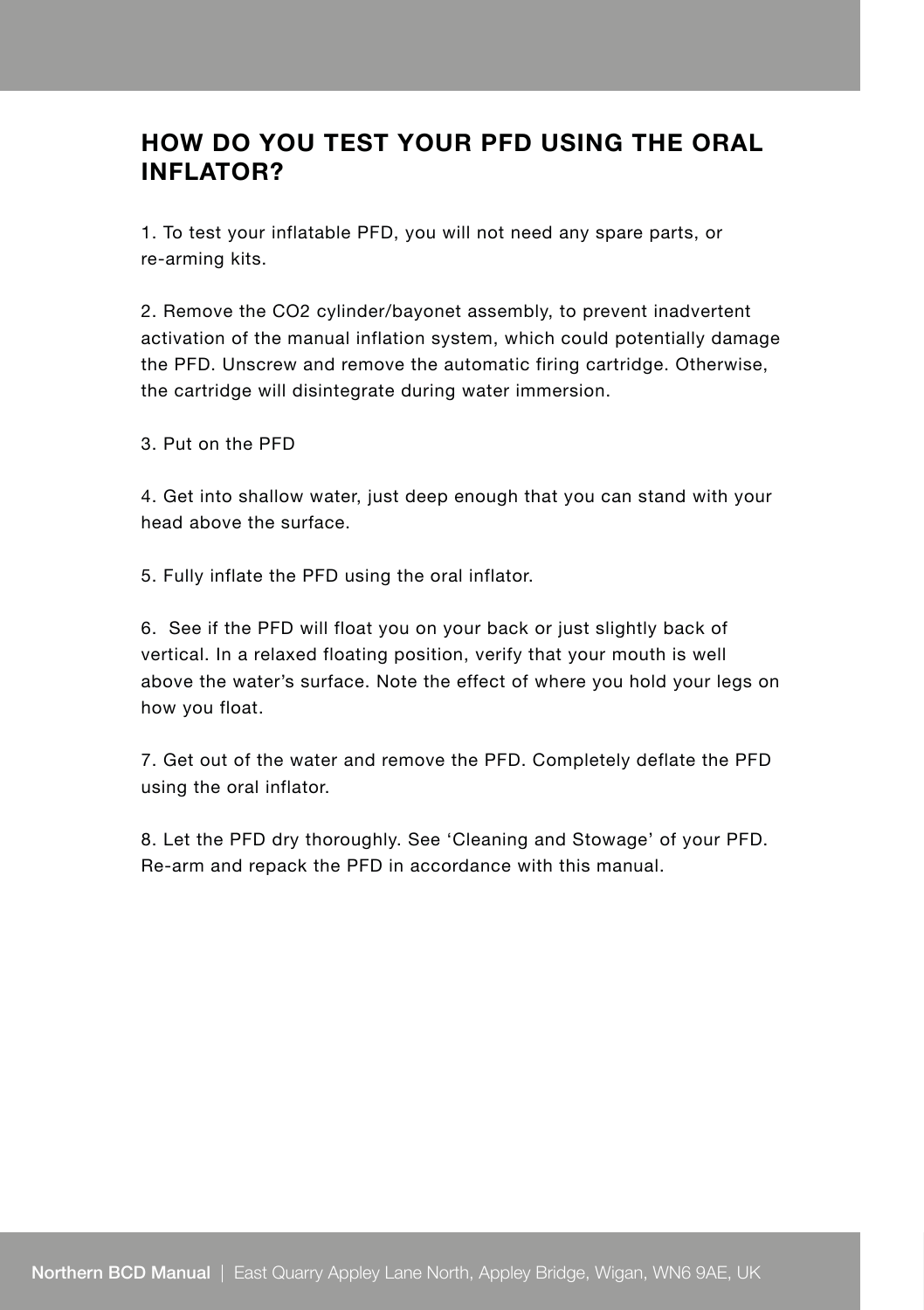## HOW DO YOU TEST YOUR PFD USING THE ORAL INFLATOR?

1. To test your inflatable PFD, you will not need any spare parts, or re-arming kits.

2. Remove the CO2 cylinder/bayonet assembly, to prevent inadvertent activation of the manual inflation system, which could potentially damage the PFD. Unscrew and remove the automatic firing cartridge. Otherwise, the cartridge will disintegrate during water immersion.

3. Put on the PFD

4. Get into shallow water, just deep enough that you can stand with your head above the surface.

5. Fully inflate the PFD using the oral inflator.

6. See if the PFD will float you on your back or just slightly back of vertical. In a relaxed floating position, verify that your mouth is well above the water's surface. Note the effect of where you hold your legs on how you float.

7. Get out of the water and remove the PFD. Completely deflate the PFD using the oral inflator.

8. Let the PFD dry thoroughly. See 'Cleaning and Stowage' of your PFD. Re-arm and repack the PFD in accordance with this manual.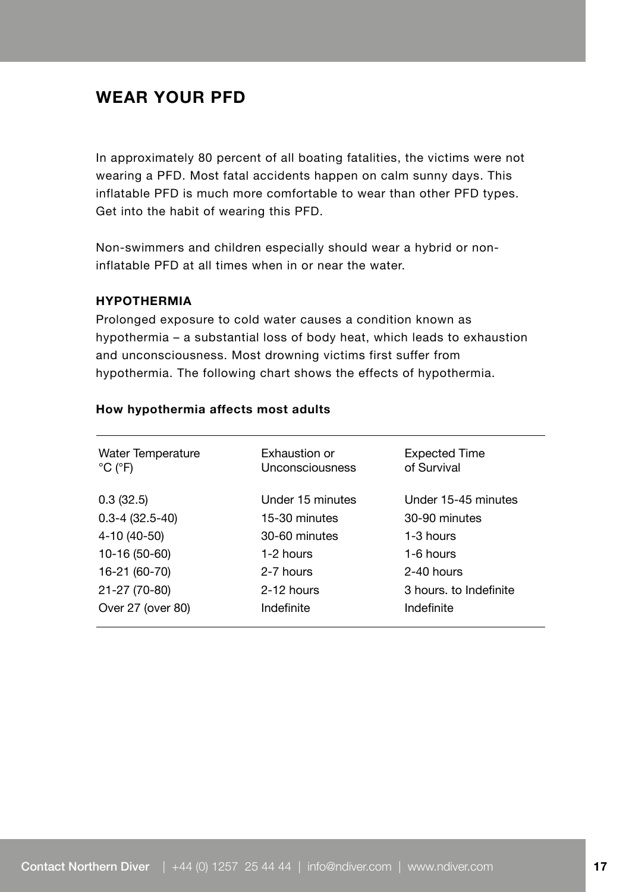## WEAR YOUR PFD

In approximately 80 percent of all boating fatalities, the victims were not wearing a PFD. Most fatal accidents happen on calm sunny days. This inflatable PFD is much more comfortable to wear than other PFD types. Get into the habit of wearing this PFD.

Non-swimmers and children especially should wear a hybrid or non-inflatable PFD at all times when in or near the water.

### HYPOTHERMIA

Prolonged exposure to cold water causes a condition known as hypothermia – a substantial loss of body heat, which leads to exhaustion and unconsciousness. Most drowning victims first suffer from hypothermia. The following chart shows the effects of hypothermia.

**How hypothermia affects most adults**

| Water Temperature °C (°F) | Exhaustion or Unconsciousness | Expected Time of Survival |
|---|---|---|
| 0.3 (32.5) | Under 15 minutes | Under 15-45 minutes |
| 0.3-4 (32.5-40) | 15-30 minutes | 30-90 minutes |
| 4-10 (40-50) | 30-60 minutes | 1-3 hours |
| 10-16 (50-60) | 1-2 hours | 1-6 hours |
| 16-21 (60-70) | 2-7 hours | 2-40 hours |
| 21-27 (70-80) | 2-12 hours | 3 hours. to Indefinite |
| Over 27 (over 80) | Indefinite | Indefinite |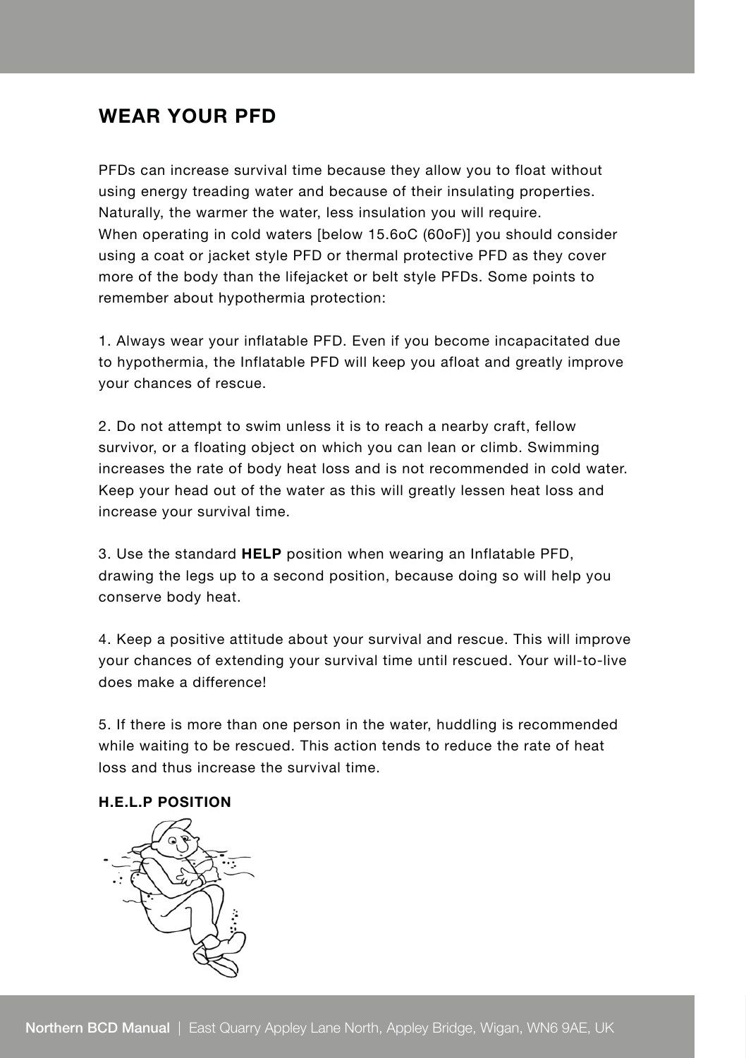## WEAR YOUR PFD

PFDs can increase survival time because they allow you to float without using energy treading water and because of their insulating properties. Naturally, the warmer the water, less insulation you will require. When operating in cold waters [below 15.6oC (60oF)] you should consider using a coat or jacket style PFD or thermal protective PFD as they cover more of the body than the lifejacket or belt style PFDs. Some points to remember about hypothermia protection:

1. Always wear your inflatable PFD. Even if you become incapacitated due to hypothermia, the Inflatable PFD will keep you afloat and greatly improve your chances of rescue.

2. Do not attempt to swim unless it is to reach a nearby craft, fellow survivor, or a floating object on which you can lean or climb. Swimming increases the rate of body heat loss and is not recommended in cold water. Keep your head out of the water as this will greatly lessen heat loss and increase your survival time.

3. Use the standard **HELP** position when wearing an Inflatable PFD, drawing the legs up to a second position, because doing so will help you conserve body heat.

4. Keep a positive attitude about your survival and rescue. This will improve your chances of extending your survival time until rescued. Your will-to-live does make a difference!

5. If there is more than one person in the water, huddling is recommended while waiting to be rescued. This action tends to reduce the rate of heat loss and thus increase the survival time.

**H.E.L.P POSITION**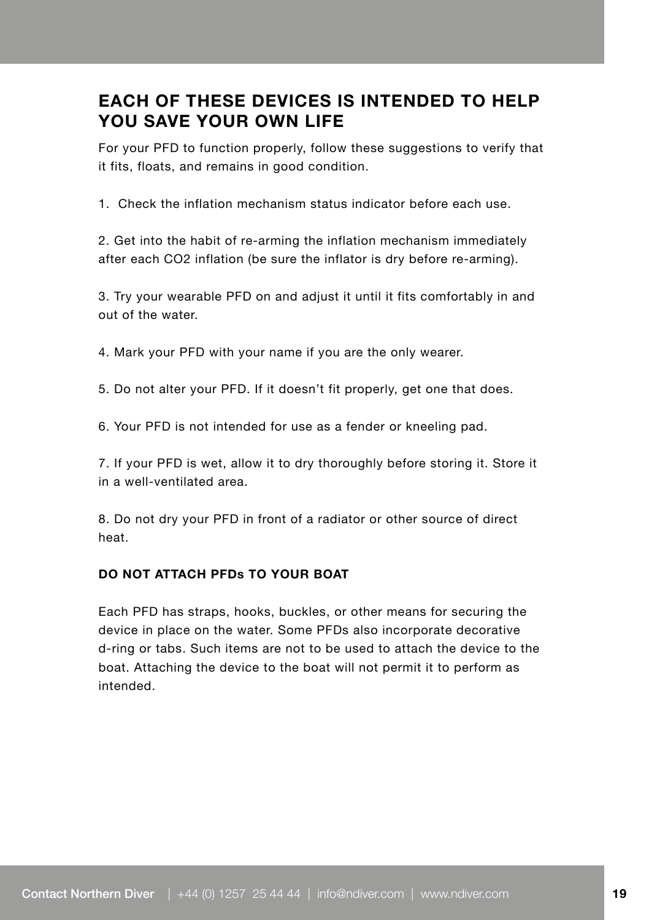## EACH OF THESE DEVICES IS INTENDED TO HELP YOU SAVE YOUR OWN LIFE

For your PFD to function properly, follow these suggestions to verify that it fits, floats, and remains in good condition.

1. Check the inflation mechanism status indicator before each use.

2. Get into the habit of re-arming the inflation mechanism immediately after each $CO_2$ inflation (be sure the inflator is dry before re-arming).

3. Try your wearable PFD on and adjust it until it fits comfortably in and out of the water.

4. Mark your PFD with your name if you are the only wearer.

5. Do not alter your PFD. If it doesn't fit properly, get one that does.

6. Your PFD is not intended for use as a fender or kneeling pad.

7. If your PFD is wet, allow it to dry thoroughly before storing it. Store it in a well-ventilated area.

8. Do not dry your PFD in front of a radiator or other source of direct heat.

**DO NOT ATTACH PFDs TO YOUR BOAT**

Each PFD has straps, hooks, buckles, or other means for securing the device in place on the water. Some PFDs also incorporate decorative d-ring or tabs. Such items are not to be used to attach the device to the boat. Attaching the device to the boat will not permit it to perform as intended.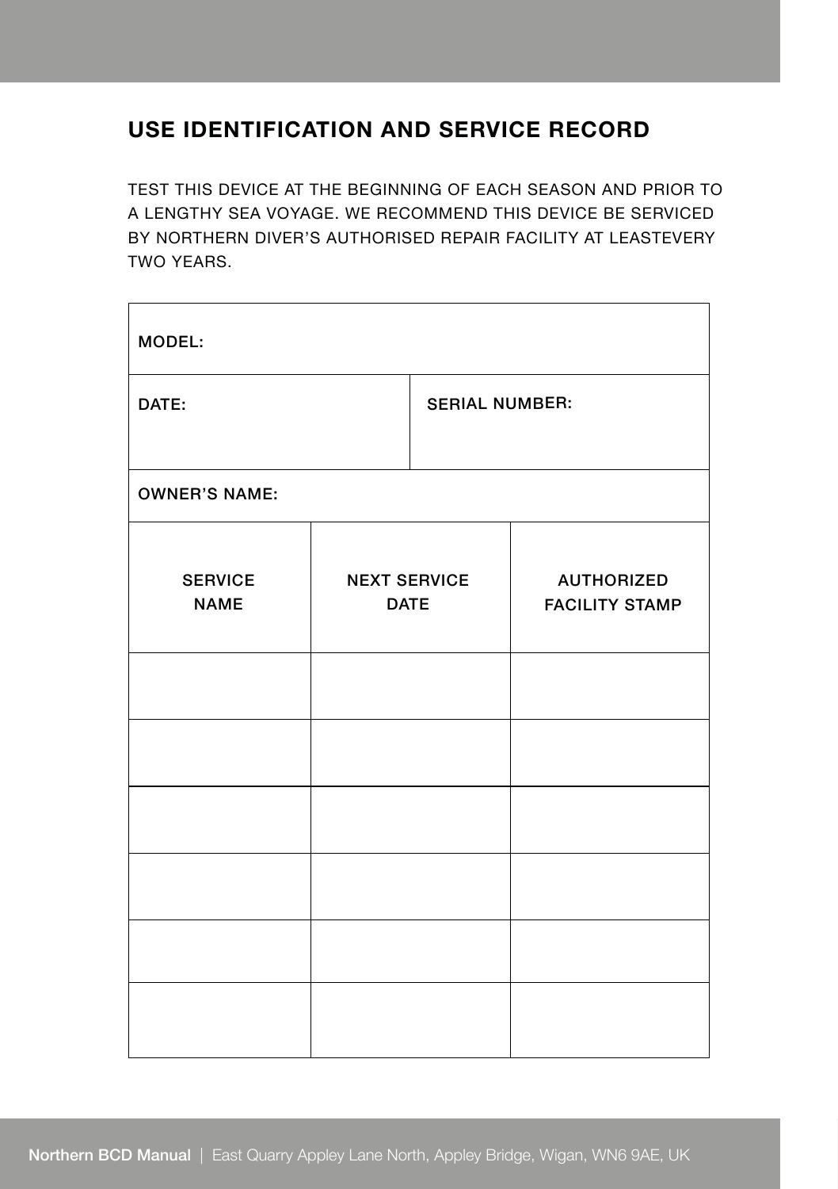## USE IDENTIFICATION AND SERVICE RECORD

TEST THIS DEVICE AT THE BEGINNING OF EACH SEASON AND PRIOR TO A LENGTHY SEA VOYAGE. WE RECOMMEND THIS DEVICE BE SERVICED BY NORTHERN DIVER'S AUTHORISED REPAIR FACILITY AT LEASTEVERY TWO YEARS.

| MODEL: | | |
|---|---|---|
| DATE: | SERIAL NUMBER: | |
| OWNER'S NAME: | | |
| SERVICE NAME | NEXT SERVICE DATE | AUTHORIZED FACILITY STAMP |
| | | |
| | | |
| | | |
| | | |
| | | |
| | | |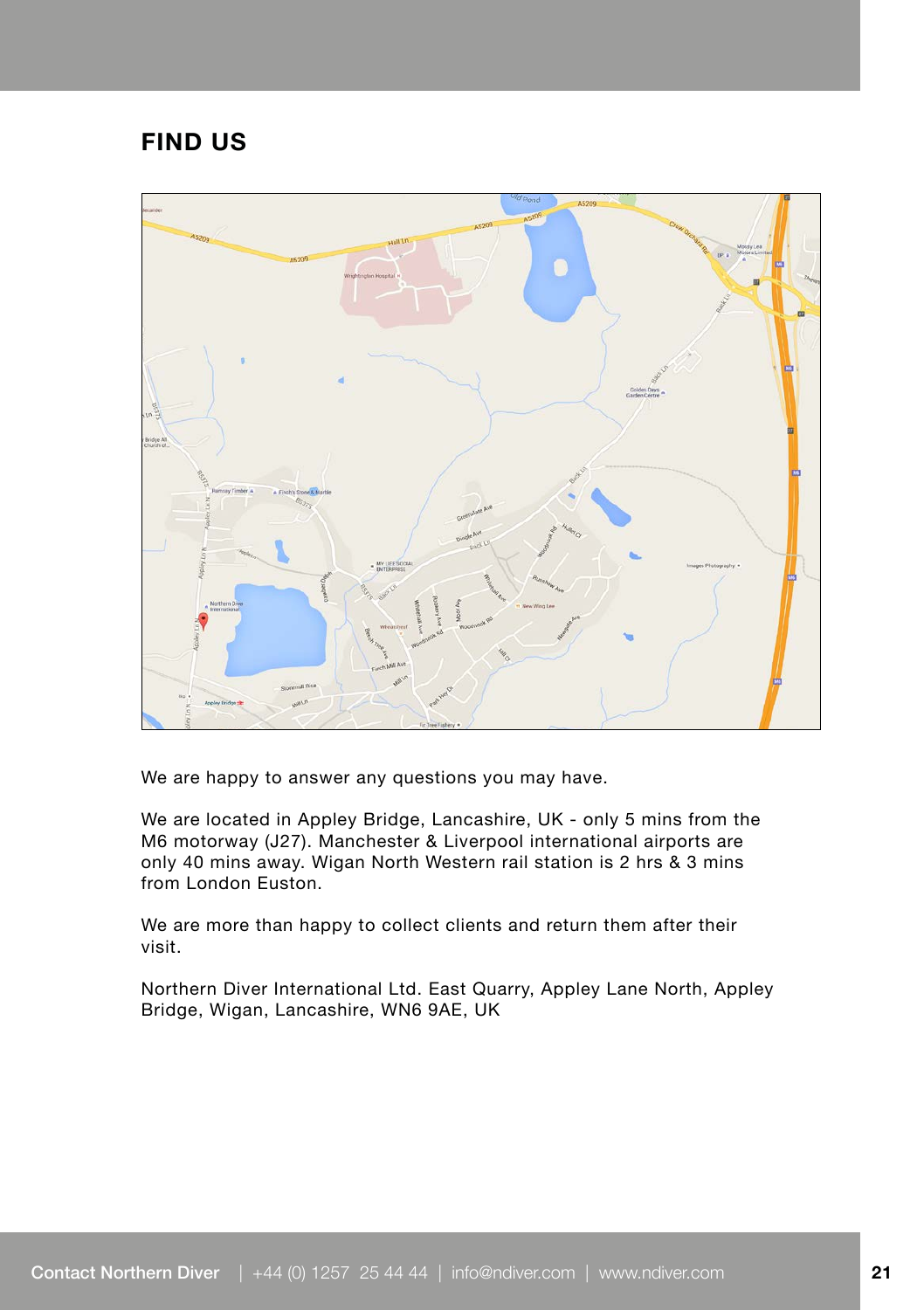# FIND US

We are happy to answer any questions you may have.

We are located in Appley Bridge, Lancashire, UK - only 5 mins from the M6 motorway (J27). Manchester & Liverpool international airports are only 40 mins away. Wigan North Western rail station is 2 hrs & 3 mins from London Euston.

We are more than happy to collect clients and return them after their visit.

Northern Diver International Ltd. East Quarry, Appley Lane North, Appley Bridge, Wigan, Lancashire, WN6 9AE, UK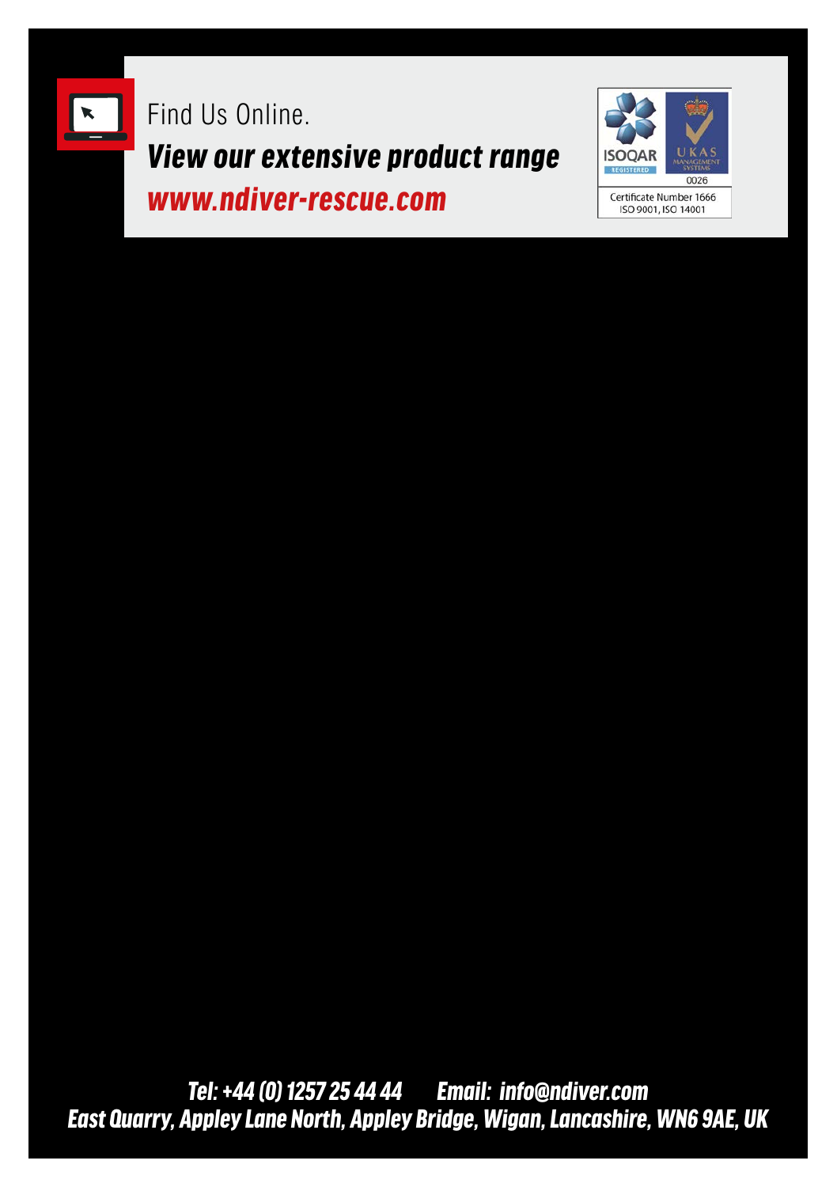Find Us Online.

***View our extensive product range***

***www.ndiver-rescue.com***

ISOQAR REGISTERED

UKAS MANAGEMENT SYSTEMS 0026

Certificate Number 1666
ISO 9001, ISO 14001

***Tel: +44 (0) 1257 25 44 44 Email: info@ndiver.com***

***East Quarry, Appley Lane North, Appley Bridge, Wigan, Lancashire, WN6 9AE, UK***